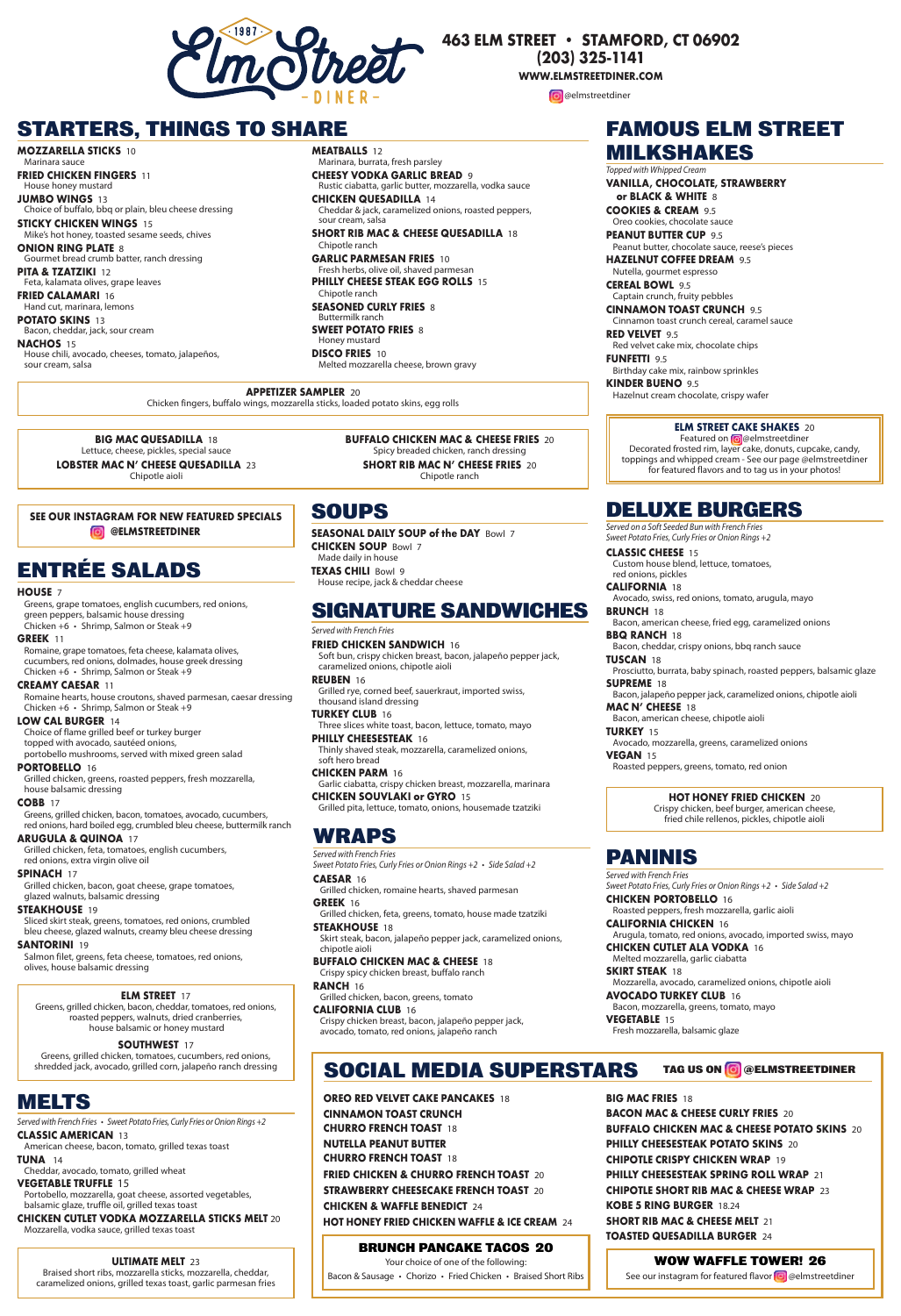# Elm Street Diner

1987

**463 ELM STREET • STAMFORD, CT 06902**
**(203) 325-1141**
**WWW.ELMSTREETDINER.COM**
@elmstreetdiner

## STARTERS, THINGS TO SHARE

**MOZZARELLA STICKS** 10
Marinara sauce

**FRIED CHICKEN FINGERS** 11
House honey mustard

**JUMBO WINGS** 13
Choice of buffalo, bbq or plain, bleu cheese dressing

**STICKY CHICKEN WINGS** 15
Mike's hot honey, toasted sesame seeds, chives

**ONION RING PLATE** 8
Gourmet bread crumb batter, ranch dressing

**PITA & TZATZIKI** 12
Feta, kalamata olives, grape leaves

**FRIED CALAMARI** 16
Hand cut, marinara, lemons

**POTATO SKINS** 13
Bacon, cheddar, jack, sour cream

**NACHOS** 15
House chili, avocado, cheeses, tomato, jalapeños, sour cream, salsa

**MEATBALLS** 12
Marinara, burrata, fresh parsley

**CHEESY VODKA GARLIC BREAD** 9
Rustic ciabatta, garlic butter, mozzarella, vodka sauce

**CHICKEN QUESADILLA** 14
Cheddar & jack, caramelized onions, roasted peppers, sour cream, salsa

**SHORT RIB MAC & CHEESE QUESADILLA** 18
Chipotle ranch

**GARLIC PARMESAN FRIES** 10
Fresh herbs, olive oil, shaved parmesan

**PHILLY CHEESE STEAK EGG ROLLS** 15
Chipotle ranch

**SEASONED CURLY FRIES** 8
Buttermilk ranch

**SWEET POTATO FRIES** 8
Honey mustard

**DISCO FRIES** 10
Melted mozzarella cheese, brown gravy

**APPETIZER SAMPLER** 20
Chicken fingers, buffalo wings, mozzarella sticks, loaded potato skins, egg rolls

**BIG MAC QUESADILLA** 18
Lettuce, cheese, pickles, special sauce

**LOBSTER MAC N' CHEESE QUESADILLA** 23
Chipotle aioli

**BUFFALO CHICKEN MAC & CHEESE FRIES** 20
Spicy breaded chicken, ranch dressing

**SHORT RIB MAC N' CHEESE FRIES** 20
Chipotle ranch

**SEE OUR INSTAGRAM FOR NEW FEATURED SPECIALS**
**@ELMSTREETDINER**

## ENTRÉE SALADS

**HOUSE** 7
Greens, grape tomatoes, english cucumbers, red onions, green peppers, balsamic house dressing
Chicken +6 • Shrimp, Salmon or Steak +9

**GREEK** 11
Romaine, grape tomatoes, feta cheese, kalamata olives, cucumbers, red onions, dolmades, house greek dressing
Chicken +6 • Shrimp, Salmon or Steak +9

**CREAMY CAESAR** 11
Romaine hearts, house croutons, shaved parmesan, caesar dressing
Chicken +6 • Shrimp, Salmon or Steak +9

**LOW CAL BURGER** 14
Choice of flame grilled beef or turkey burger topped with avocado, sautéed onions, portobello mushrooms, served with mixed green salad

**PORTOBELLO** 16
Grilled chicken, greens, roasted peppers, fresh mozzarella, house balsamic dressing

**COBB** 17
Greens, grilled chicken, bacon, tomatoes, avocado, cucumbers, red onions, hard boiled egg, crumbled bleu cheese, buttermilk ranch

**ARUGULA & QUINOA** 17
Grilled chicken, feta, tomatoes, english cucumbers, red onions, extra virgin olive oil

**SPINACH** 17
Grilled chicken, bacon, goat cheese, grape tomatoes, glazed walnuts, balsamic dressing

**STEAKHOUSE** 19
Sliced skirt steak, greens, tomatoes, red onions, crumbled bleu cheese, glazed walnuts, creamy bleu cheese dressing

**SANTORINI** 19
Salmon filet, greens, feta cheese, tomatoes, red onions, olives, house balsamic dressing

**ELM STREET** 17
Greens, grilled chicken, bacon, cheddar, tomatoes, red onions, roasted peppers, walnuts, dried cranberries, house balsamic or honey mustard

**SOUTHWEST** 17
Greens, grilled chicken, tomatoes, cucumbers, red onions, shredded jack, avocado, grilled corn, jalapeño ranch dressing

## MELTS

*Served with French Fries • Sweet Potato Fries, Curly Fries or Onion Rings +2*

**CLASSIC AMERICAN** 13
American cheese, bacon, tomato, grilled texas toast

**TUNA** 14
Cheddar, avocado, tomato, grilled wheat

**VEGETABLE TRUFFLE** 15
Portobello, mozzarella, goat cheese, assorted vegetables, balsamic glaze, truffle oil, grilled texas toast

**CHICKEN CUTLET VODKA MOZZARELLA STICKS MELT** 20
Mozzarella, vodka sauce, grilled texas toast

**ULTIMATE MELT** 23
Braised short ribs, mozzarella sticks, mozzarella, cheddar, caramelized onions, grilled texas toast, garlic parmesan fries

## SOUPS

**SEASONAL DAILY SOUP of the DAY** Bowl 7

**CHICKEN SOUP** Bowl 7
Made daily in house

**TEXAS CHILI** Bowl 9
House recipe, jack & cheddar cheese

## SIGNATURE SANDWICHES

*Served with French Fries*

**FRIED CHICKEN SANDWICH** 16
Soft bun, crispy chicken breast, bacon, jalapeño pepper jack, caramelized onions, chipotle aioli

**REUBEN** 16
Grilled rye, corned beef, sauerkraut, imported swiss, thousand island dressing

**TURKEY CLUB** 16
Three slices white toast, bacon, lettuce, tomato, mayo

**PHILLY CHEESESTEAK** 16
Thinly shaved steak, mozzarella, caramelized onions, soft hero bread

**CHICKEN PARM** 16
Garlic ciabatta, crispy chicken breast, mozzarella, marinara

**CHICKEN SOUVLAKI or GYRO** 15
Grilled pita, lettuce, tomato, onions, housemade tzatziki

## WRAPS

*Served with French Fries*
*Sweet Potato Fries, Curly Fries or Onion Rings +2 • Side Salad +2*

**CAESAR** 16
Grilled chicken, romaine hearts, shaved parmesan

**GREEK** 16
Grilled chicken, feta, greens, tomato, house made tzatziki

**STEAKHOUSE** 18
Skirt steak, bacon, jalapeño pepper jack, caramelized onions, chipotle aioli

**BUFFALO CHICKEN MAC & CHEESE** 18
Crispy spicy chicken breast, buffalo ranch

**RANCH** 16
Grilled chicken, bacon, greens, tomato

**CALIFORNIA CLUB** 16
Crispy chicken breast, bacon, jalapeño pepper jack, avocado, tomato, red onions, jalapeño ranch

## FAMOUS ELM STREET MILKSHAKES

*Topped with Whipped Cream*

**VANILLA, CHOCOLATE, STRAWBERRY or BLACK & WHITE** 8

**COOKIES & CREAM** 9.5
Oreo cookies, chocolate sauce

**PEANUT BUTTER CUP** 9.5
Peanut butter, chocolate sauce, reese's pieces

**HAZELNUT COFFEE DREAM** 9.5
Nutella, gourmet espresso

**CEREAL BOWL** 9.5
Captain crunch, fruity pebbles

**CINNAMON TOAST CRUNCH** 9.5
Cinnamon toast crunch cereal, caramel sauce

**RED VELVET** 9.5
Red velvet cake mix, chocolate chips

**FUNFETTI** 9.5
Birthday cake mix, rainbow sprinkles

**KINDER BUENO** 9.5
Hazelnut cream chocolate, crispy wafer

**ELM STREET CAKE SHAKES** 20
Featured on @elmstreetdiner
Decorated frosted rim, layer cake, donuts, cupcake, candy, toppings and whipped cream - See our page @elmstreetdiner for featured flavors and to tag us in your photos!

## DELUXE BURGERS

*Served on a Soft Seeded Bun with French Fries*
*Sweet Potato Fries, Curly Fries or Onion Rings +2*

**CLASSIC CHEESE** 15
Custom house blend, lettuce, tomatoes, red onions, pickles

**CALIFORNIA** 18
Avocado, swiss, red onions, tomato, arugula, mayo

**BRUNCH** 18
Bacon, american cheese, fried egg, caramelized onions

**BBQ RANCH** 18
Bacon, cheddar, crispy onions, bbq ranch sauce

**TUSCAN** 18
Prosciutto, burrata, baby spinach, roasted peppers, balsamic glaze

**SUPREME** 18
Bacon, jalapeño pepper jack, caramelized onions, chipotle aioli

**MAC N' CHEESE** 18
Bacon, american cheese, chipotle aioli

**TURKEY** 15
Avocado, mozzarella, greens, caramelized onions

**VEGAN** 15
Roasted peppers, greens, tomato, red onion

**HOT HONEY FRIED CHICKEN** 20
Crispy chicken, beef burger, american cheese, fried chile rellenos, pickles, chipotle aioli

## PANINIS

*Served with French Fries*
*Sweet Potato Fries, Curly Fries or Onion Rings +2 • Side Salad +2*

**CHICKEN PORTOBELLO** 16
Roasted peppers, fresh mozzarella, garlic aioli

**CALIFORNIA CHICKEN** 16
Arugula, tomato, red onions, avocado, imported swiss, mayo

**CHICKEN CUTLET ALA VODKA** 16
Melted mozzarella, garlic ciabatta

**SKIRT STEAK** 18
Mozzarella, avocado, caramelized onions, chipotle aioli

**AVOCADO TURKEY CLUB** 16
Bacon, mozzarella, greens, tomato, mayo

**VEGETABLE** 15
Fresh mozzarella, balsamic glaze

## SOCIAL MEDIA SUPERSTARS

TAG US ON @ELMSTREETDINER

**OREO RED VELVET CAKE PANCAKES** 18
**CINNAMON TOAST CRUNCH CHURRO FRENCH TOAST** 18
**NUTELLA PEANUT BUTTER CHURRO FRENCH TOAST** 18
**FRIED CHICKEN & CHURRO FRENCH TOAST** 20
**STRAWBERRY CHEESECAKE FRENCH TOAST** 20
**CHICKEN & WAFFLE BENEDICT** 24
**HOT HONEY FRIED CHICKEN WAFFLE & ICE CREAM** 24

**BRUNCH PANCAKE TACOS 20**
Your choice of one of the following:
Bacon & Sausage • Chorizo • Fried Chicken • Braised Short Ribs

**BIG MAC FRIES** 18
**BACON MAC & CHEESE CURLY FRIES** 20
**BUFFALO CHICKEN MAC & CHEESE POTATO SKINS** 20
**PHILLY CHEESESTEAK POTATO SKINS** 20
**CHIPOTLE CRISPY CHICKEN WRAP** 19
**PHILLY CHEESESTEAK SPRING ROLL WRAP** 21
**CHIPOTLE SHORT RIB MAC & CHEESE WRAP** 23
**KOBE 5 RING BURGER** 18.24
**SHORT RIB MAC & CHEESE MELT** 21
**TOASTED QUESADILLA BURGER** 24

**WOW WAFFLE TOWER! 26**
See our instagram for featured flavor @elmstreetdiner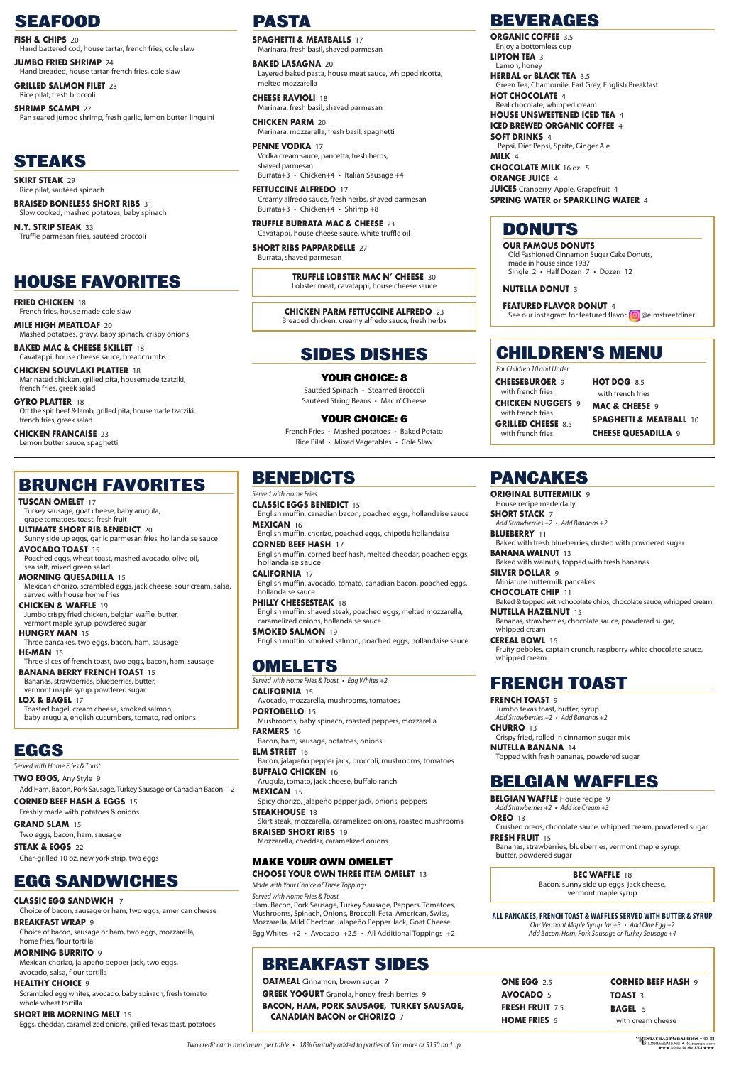# SEAFOOD

**FISH & CHIPS** 20
Hand battered cod, house tartar, french fries, cole slaw

**JUMBO FRIED SHRIMP** 24
Hand breaded, house tartar, french fries, cole slaw

**GRILLED SALMON FILET** 23
Rice pilaf, fresh broccoli

**SHRIMP SCAMPI** 27
Pan seared jumbo shrimp, fresh garlic, lemon butter, linguini

# STEAKS

**SKIRT STEAK** 29
Rice pilaf, sautéed spinach

**BRAISED BONELESS SHORT RIBS** 31
Slow cooked, mashed potatoes, baby spinach

**N.Y. STRIP STEAK** 33
Truffle parmesan fries, sautéed broccoli

# HOUSE FAVORITES

**FRIED CHICKEN** 18
French fries, house made cole slaw

**MILE HIGH MEATLOAF** 20
Mashed potatoes, gravy, baby spinach, crispy onions

**BAKED MAC & CHEESE SKILLET** 18
Cavatappi, house cheese sauce, breadcrumbs

**CHICKEN SOUVLAKI PLATTER** 18
Marinated chicken, grilled pita, housemade tzatziki, french fries, greek salad

**GYRO PLATTER** 18
Off the spit beef & lamb, grilled pita, housemade tzatziki, french fries, greek salad

**CHICKEN FRANCAISE** 23
Lemon butter sauce, spaghetti

# PASTA

**SPAGHETTI & MEATBALLS** 17
Marinara, fresh basil, shaved parmesan

**BAKED LASAGNA** 20
Layered baked pasta, house meat sauce, whipped ricotta, melted mozzarella

**CHEESE RAVIOLI** 18
Marinara, fresh basil, shaved parmesan

**CHICKEN PARM** 20
Marinara, mozzarella, fresh basil, spaghetti

**PENNE VODKA** 17
Vodka cream sauce, pancetta, fresh herbs, shaved parmesan
Burrata+3 • Chicken+4 • Italian Sausage +4

**FETTUCCINE ALFREDO** 17
Creamy alfredo sauce, fresh herbs, shaved parmesan
Burrata+3 • Chicken+4 • Shrimp +8

**TRUFFLE BURRATA MAC & CHEESE** 23
Cavatappi, house cheese sauce, white truffle oil

**SHORT RIBS PAPPARDELLE** 27
Burrata, shaved parmesan

**TRUFFLE LOBSTER MAC N' CHEESE** 30
Lobster meat, cavatappi, house cheese sauce

**CHICKEN PARM FETTUCCINE ALFREDO** 23
Breaded chicken, creamy alfredo sauce, fresh herbs

# SIDES DISHES

### YOUR CHOICE: 8

Sautéed Spinach • Steamed Broccoli
Sautéed String Beans • Mac n' Cheese

### YOUR CHOICE: 6

French Fries • Mashed potatoes • Baked Potato
Rice Pilaf • Mixed Vegetables • Cole Slaw

# BEVERAGES

**ORGANIC COFFEE** 3.5
Enjoy a bottomless cup

**LIPTON TEA** 3
Lemon, honey

**HERBAL or BLACK TEA** 3.5
Green Tea, Chamomile, Earl Grey, English Breakfast

**HOT CHOCOLATE** 4
Real chocolate, whipped cream

**HOUSE UNSWEETENED ICED TEA** 4

**ICED BREWED ORGANIC COFFEE** 4

**SOFT DRINKS** 4
Pepsi, Diet Pepsi, Sprite, Ginger Ale

**MILK** 4

**CHOCOLATE MILK** 16 oz. 5

**ORANGE JUICE** 4

**JUICES** Cranberry, Apple, Grapefruit 4

**SPRING WATER or SPARKLING WATER** 4

# DONUTS

**OUR FAMOUS DONUTS**
Old Fashioned Cinnamon Sugar Cake Donuts, made in house since 1987
Single 2 • Half Dozen 7 • Dozen 12

**NUTELLA DONUT** 3

**FEATURED FLAVOR DONUT** 4
See our instagram for featured flavor @elmstreetdiner

# CHILDREN'S MENU

*For Children 10 and Under*

**CHEESEBURGER** 9
with french fries

**CHICKEN NUGGETS** 9
with french fries

**GRILLED CHEESE** 8.5
with french fries

**HOT DOG** 8.5
with french fries

**MAC & CHEESE** 9

**SPAGHETTI & MEATBALL** 10

**CHEESE QUESADILLA** 9

# BRUNCH FAVORITES

**TUSCAN OMELET** 17
Turkey sausage, goat cheese, baby arugula, grape tomatoes, toast, fresh fruit

**ULTIMATE SHORT RIB BENEDICT** 20
Sunny side up eggs, garlic parmesan fries, hollandaise sauce

**AVOCADO TOAST** 15
Poached eggs, wheat toast, mashed avocado, olive oil, sea salt, mixed green salad

**MORNING QUESADILLA** 15
Mexican chorizo, scrambled eggs, jack cheese, sour cream, salsa, served with house home fries

**CHICKEN & WAFFLE** 19
Jumbo crispy fried chicken, belgian waffle, butter, vermont maple syrup, powdered sugar

**HUNGRY MAN** 15
Three pancakes, two eggs, bacon, ham, sausage

**HE-MAN** 15
Three slices of french toast, two eggs, bacon, ham, sausage

**BANANA BERRY FRENCH TOAST** 15
Bananas, strawberries, blueberries, butter, vermont maple syrup, powdered sugar

**LOX & BAGEL** 17
Toasted bagel, cream cheese, smoked salmon, baby arugula, english cucumbers, tomato, red onions

# EGGS

*Served with Home Fries & Toast*

**TWO EGGS,** Any Style 9
Add Ham, Bacon, Pork Sausage, Turkey Sausage or Canadian Bacon 12

**CORNED BEEF HASH & EGGS** 15
Freshly made with potatoes & onions

**GRAND SLAM** 15
Two eggs, bacon, ham, sausage

**STEAK & EGGS** 22
Char-grilled 10 oz. new york strip, two eggs

# EGG SANDWICHES

**CLASSIC EGG SANDWICH** 7
Choice of bacon, sausage or ham, two eggs, american cheese

**BREAKFAST WRAP** 9
Choice of bacon, sausage or ham, two eggs, mozzarella, home fries, flour tortilla

**MORNING BURRITO** 9
Mexican chorizo, jalapeño pepper jack, two eggs, avocado, salsa, flour tortilla

**HEALTHY CHOICE** 9
Scrambled egg whites, avocado, baby spinach, fresh tomato, whole wheat tortilla

**SHORT RIB MORNING MELT** 16
Eggs, cheddar, caramelized onions, grilled texas toast, potatoes

# BENEDICTS

*Served with Home Fries*

**CLASSIC EGGS BENEDICT** 15
English muffin, canadian bacon, poached eggs, hollandaise sauce

**MEXICAN** 16
English muffin, chorizo, poached eggs, chipotle hollandaise

**CORNED BEEF HASH** 17
English muffin, corned beef hash, melted cheddar, poached eggs, hollandaise sauce

**CALIFORNIA** 17
English muffin, avocado, tomato, canadian bacon, poached eggs, hollandaise sauce

**PHILLY CHEESESTEAK** 18
English muffin, shaved steak, poached eggs, melted mozzarella, caramelized onions, hollandaise sauce

**SMOKED SALMON** 19
English muffin, smoked salmon, poached eggs, hollandaise sauce

# OMELETS

*Served with Home Fries & Toast • Egg Whites +2*

**CALIFORNIA** 15
Avocado, mozzarella, mushrooms, tomatoes

**PORTOBELLO** 15
Mushrooms, baby spinach, roasted peppers, mozzarella

**FARMERS** 16
Bacon, ham, sausage, potatoes, onions

**ELM STREET** 16
Bacon, jalapeño pepper jack, broccoli, mushrooms, tomatoes

**BUFFALO CHICKEN** 16
Arugula, tomato, jack cheese, buffalo ranch

**MEXICAN** 15
Spicy chorizo, jalapeño pepper jack, onions, peppers

**STEAKHOUSE** 18
Skirt steak, mozzarella, caramelized onions, roasted mushrooms

**BRAISED SHORT RIBS** 19
Mozzarella, cheddar, caramelized onions

### MAKE YOUR OWN OMELET

**CHOOSE YOUR OWN THREE ITEM OMELET** 13
*Made with Your Choice of Three Toppings*
*Served with Home Fries & Toast*
Ham, Bacon, Pork Sausage, Turkey Sausage, Peppers, Tomatoes, Mushrooms, Spinach, Onions, Broccoli, Feta, American, Swiss, Mozzarella, Mild Cheddar, Jalapeño Pepper Jack, Goat Cheese
Egg Whites +2 • Avocado +2.5 • All Additional Toppings +2

# PANCAKES

**ORIGINAL BUTTERMILK** 9
House recipe made daily

**SHORT STACK** 7
*Add Strawberries +2 • Add Bananas +2*

**BLUEBERRY** 11
Baked with fresh blueberries, dusted with powdered sugar

**BANANA WALNUT** 13
Baked with walnuts, topped with fresh bananas

**SILVER DOLLAR** 9
Miniature buttermilk pancakes

**CHOCOLATE CHIP** 11
Baked & topped with chocolate chips, chocolate sauce, whipped cream

**NUTELLA HAZELNUT** 15
Bananas, strawberries, chocolate sauce, powdered sugar, whipped cream

**CEREAL BOWL** 16
Fruity pebbles, captain crunch, raspberry white chocolate sauce, whipped cream

# FRENCH TOAST

**FRENCH TOAST** 9
Jumbo texas toast, butter, syrup
*Add Strawberries +2 • Add Bananas +2*

**CHURRO** 13
Crispy fried, rolled in cinnamon sugar mix

**NUTELLA BANANA** 14
Topped with fresh bananas, powdered sugar

# BELGIAN WAFFLES

**BELGIAN WAFFLE** House recipe 9
*Add Strawberries +2 • Add Ice Cream +3*

**OREO** 13
Crushed oreos, chocolate sauce, whipped cream, powdered sugar

**FRESH FRUIT** 15
Bananas, strawberries, blueberries, vermont maple syrup, butter, powdered sugar

**BEC WAFFLE** 18
Bacon, sunny side up eggs, jack cheese, vermont maple syrup

**ALL PANCAKES, FRENCH TOAST & WAFFLES SERVED WITH BUTTER & SYRUP**
*Our Vermont Maple Syrup Jar +3 • Add One Egg +2*
*Add Bacon, Ham, Pork Sausage or Turkey Sausage +4*

# BREAKFAST SIDES

**OATMEAL** Cinnamon, brown sugar 7

**GREEK YOGURT** Granola, honey, fresh berries 9

**BACON, HAM, PORK SAUSAGE, TURKEY SAUSAGE, CANADIAN BACON or CHORIZO** 7

**ONE EGG** 2.5

**AVOCADO** 5

**FRESH FRUIT** 7.5

**HOME FRIES** 6

**CORNED BEEF HASH** 9

**TOAST** 3

**BAGEL** 5
with cream cheese

*Two credit cards maximum per table • 18% Gratuity added to parties of 5 or more or $150 and up*